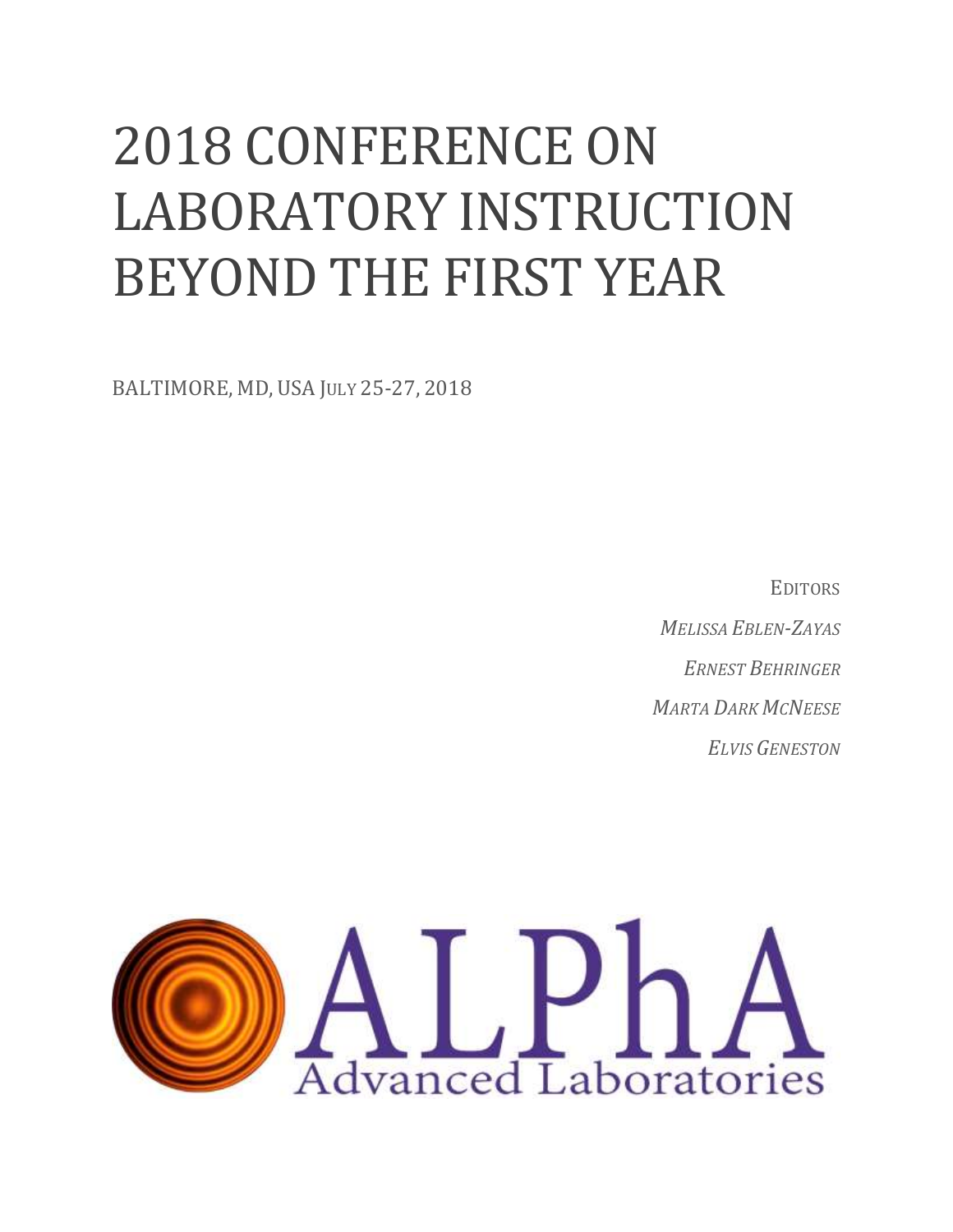# 2018 CONFERENCE ON LABORATORY INSTRUCTION BEYOND THE FIRST YEAR

BALTIMORE, MD, USA JULY 25-27, 2018

EDITORS

*MELISSA EBLEN-ZAYAS*

*ERNEST BEHRINGER*

*MARTA DARK MCNEESE*

*ELVIS GENESTON*

ALPhA

Advanced Laboratories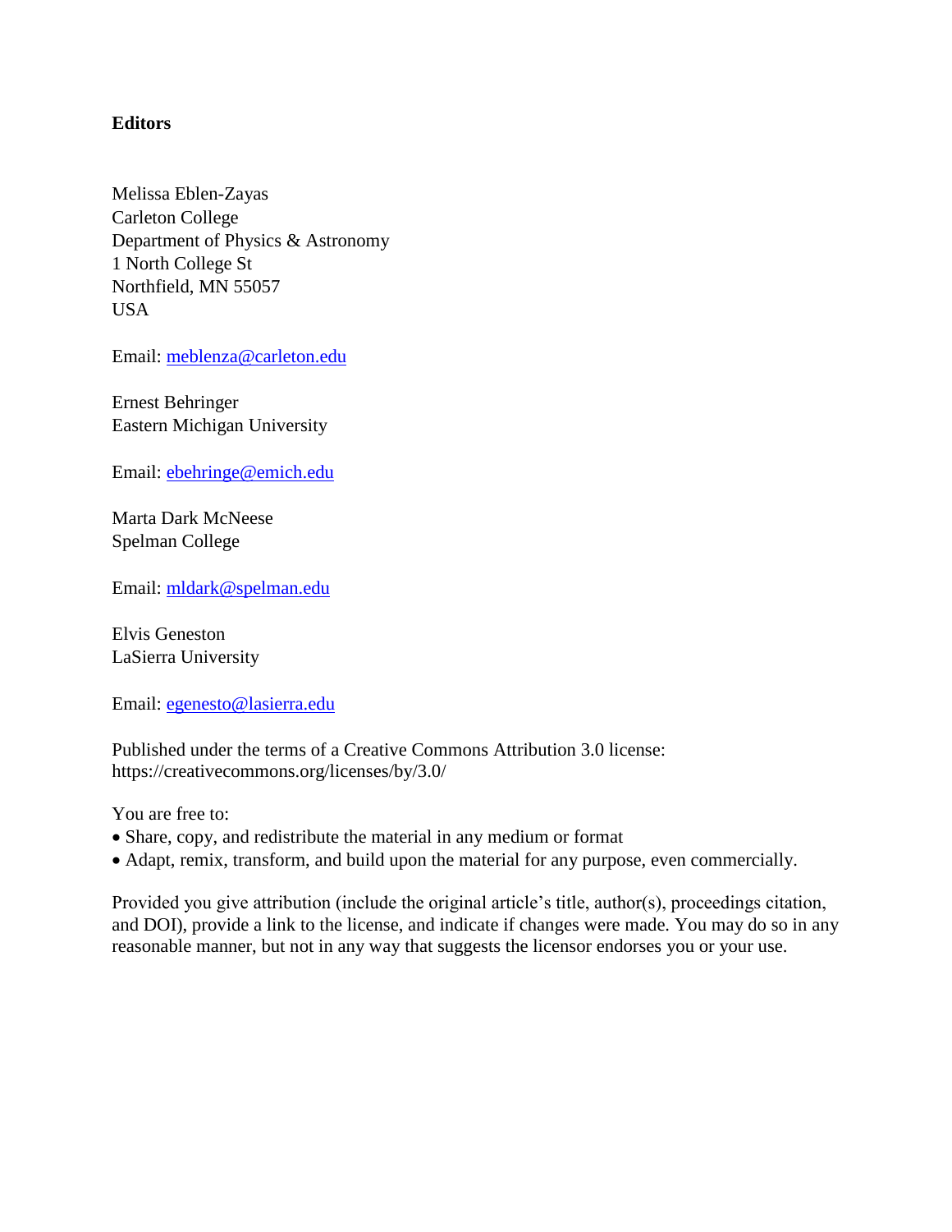## Editors

Melissa Eblen-Zayas
Carleton College
Department of Physics & Astronomy
1 North College St
Northfield, MN 55057
USA

Email: meblenza@carleton.edu

Ernest Behringer
Eastern Michigan University

Email: ebehringe@emich.edu

Marta Dark McNeese
Spelman College

Email: mldark@spelman.edu

Elvis Geneston
LaSierra University

Email: egenesto@lasierra.edu

Published under the terms of a Creative Commons Attribution 3.0 license:
https://creativecommons.org/licenses/by/3.0/

You are free to:

- Share, copy, and redistribute the material in any medium or format
- Adapt, remix, transform, and build upon the material for any purpose, even commercially.

Provided you give attribution (include the original article's title, author(s), proceedings citation, and DOI), provide a link to the license, and indicate if changes were made. You may do so in any reasonable manner, but not in any way that suggests the licensor endorses you or your use.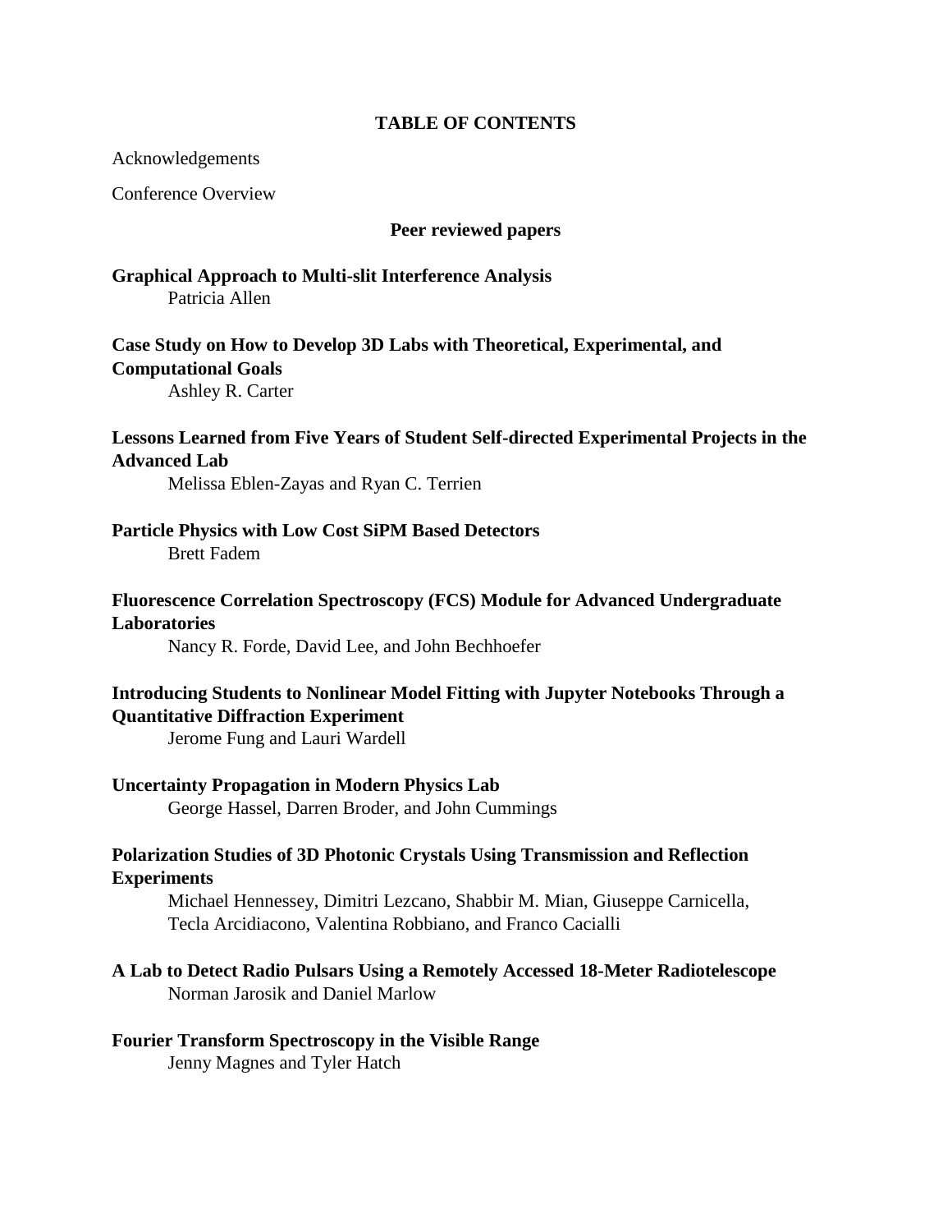# TABLE OF CONTENTS

Acknowledgements

Conference Overview

## Peer reviewed papers

**Graphical Approach to Multi-slit Interference Analysis**
Patricia Allen

**Case Study on How to Develop 3D Labs with Theoretical, Experimental, and Computational Goals**
Ashley R. Carter

**Lessons Learned from Five Years of Student Self-directed Experimental Projects in the Advanced Lab**
Melissa Eblen-Zayas and Ryan C. Terrien

**Particle Physics with Low Cost SiPM Based Detectors**
Brett Fadem

**Fluorescence Correlation Spectroscopy (FCS) Module for Advanced Undergraduate Laboratories**
Nancy R. Forde, David Lee, and John Bechhoefer

**Introducing Students to Nonlinear Model Fitting with Jupyter Notebooks Through a Quantitative Diffraction Experiment**
Jerome Fung and Lauri Wardell

**Uncertainty Propagation in Modern Physics Lab**
George Hassel, Darren Broder, and John Cummings

**Polarization Studies of 3D Photonic Crystals Using Transmission and Reflection Experiments**
Michael Hennessey, Dimitri Lezcano, Shabbir M. Mian, Giuseppe Carnicella, Tecla Arcidiacono, Valentina Robbiano, and Franco Cacialli

**A Lab to Detect Radio Pulsars Using a Remotely Accessed 18-Meter Radiotelescope**
Norman Jarosik and Daniel Marlow

**Fourier Transform Spectroscopy in the Visible Range**
Jenny Magnes and Tyler Hatch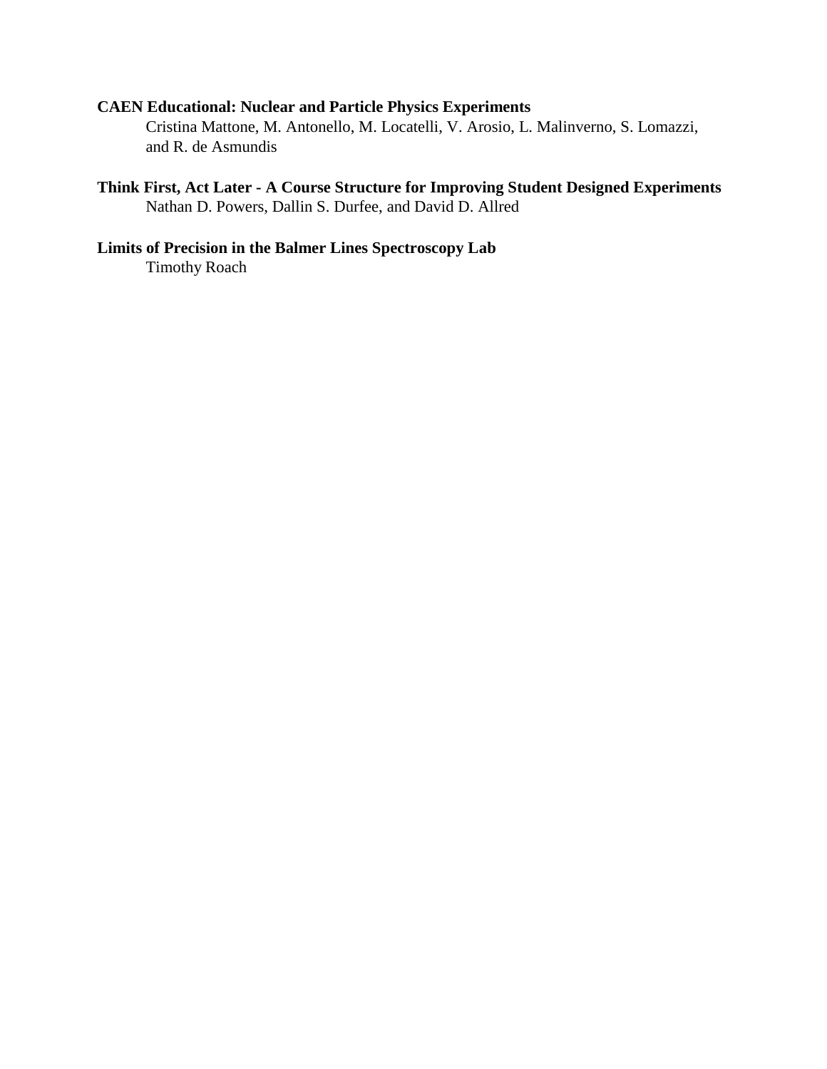**CAEN Educational: Nuclear and Particle Physics Experiments**

Cristina Mattone, M. Antonello, M. Locatelli, V. Arosio, L. Malinverno, S. Lomazzi, and R. de Asmundis

**Think First, Act Later - A Course Structure for Improving Student Designed Experiments**

Nathan D. Powers, Dallin S. Durfee, and David D. Allred

**Limits of Precision in the Balmer Lines Spectroscopy Lab**

Timothy Roach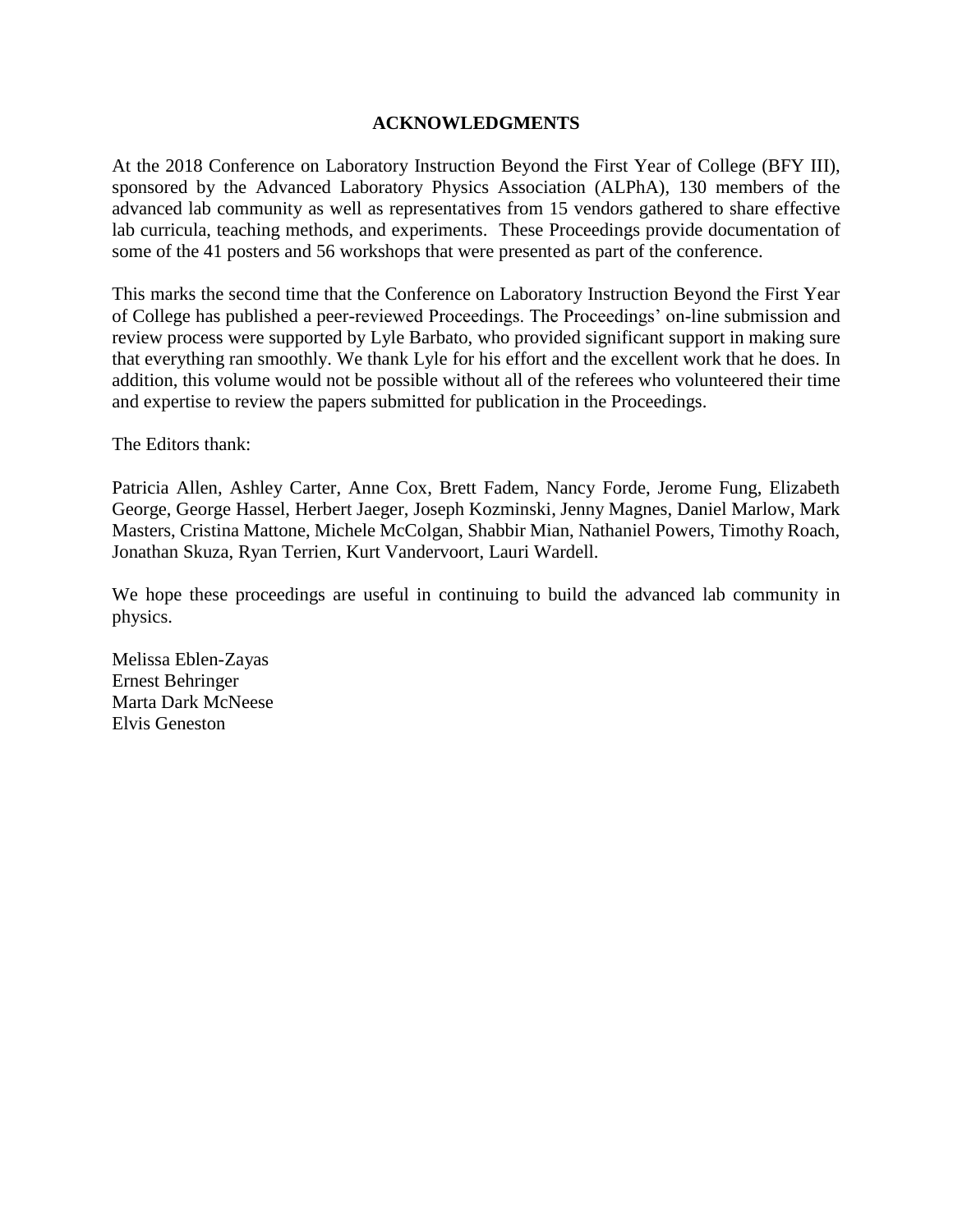# ACKNOWLEDGMENTS

At the 2018 Conference on Laboratory Instruction Beyond the First Year of College (BFY III), sponsored by the Advanced Laboratory Physics Association (ALPhA), 130 members of the advanced lab community as well as representatives from 15 vendors gathered to share effective lab curricula, teaching methods, and experiments. These Proceedings provide documentation of some of the 41 posters and 56 workshops that were presented as part of the conference.

This marks the second time that the Conference on Laboratory Instruction Beyond the First Year of College has published a peer-reviewed Proceedings. The Proceedings' on-line submission and review process were supported by Lyle Barbato, who provided significant support in making sure that everything ran smoothly. We thank Lyle for his effort and the excellent work that he does. In addition, this volume would not be possible without all of the referees who volunteered their time and expertise to review the papers submitted for publication in the Proceedings.

The Editors thank:

Patricia Allen, Ashley Carter, Anne Cox, Brett Fadem, Nancy Forde, Jerome Fung, Elizabeth George, George Hassel, Herbert Jaeger, Joseph Kozminski, Jenny Magnes, Daniel Marlow, Mark Masters, Cristina Mattone, Michele McColgan, Shabbir Mian, Nathaniel Powers, Timothy Roach, Jonathan Skuza, Ryan Terrien, Kurt Vandervoort, Lauri Wardell.

We hope these proceedings are useful in continuing to build the advanced lab community in physics.

Melissa Eblen-Zayas
Ernest Behringer
Marta Dark McNeese
Elvis Geneston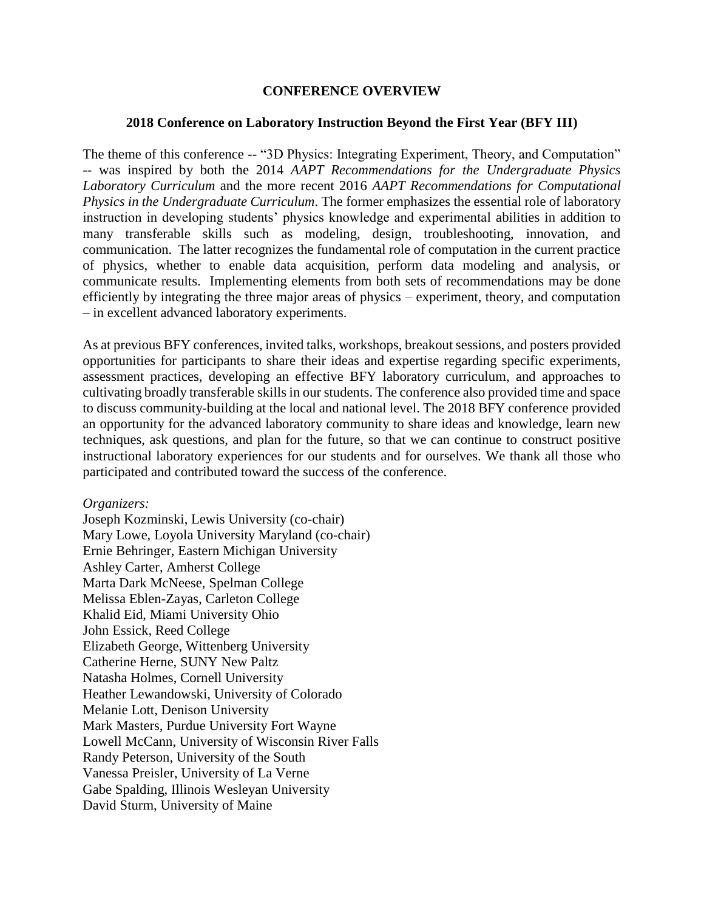## CONFERENCE OVERVIEW

### 2018 Conference on Laboratory Instruction Beyond the First Year (BFY III)

The theme of this conference -- "3D Physics: Integrating Experiment, Theory, and Computation" -- was inspired by both the 2014 *AAPT Recommendations for the Undergraduate Physics Laboratory Curriculum* and the more recent 2016 *AAPT Recommendations for Computational Physics in the Undergraduate Curriculum*. The former emphasizes the essential role of laboratory instruction in developing students' physics knowledge and experimental abilities in addition to many transferable skills such as modeling, design, troubleshooting, innovation, and communication. The latter recognizes the fundamental role of computation in the current practice of physics, whether to enable data acquisition, perform data modeling and analysis, or communicate results. Implementing elements from both sets of recommendations may be done efficiently by integrating the three major areas of physics – experiment, theory, and computation – in excellent advanced laboratory experiments.

As at previous BFY conferences, invited talks, workshops, breakout sessions, and posters provided opportunities for participants to share their ideas and expertise regarding specific experiments, assessment practices, developing an effective BFY laboratory curriculum, and approaches to cultivating broadly transferable skills in our students. The conference also provided time and space to discuss community-building at the local and national level. The 2018 BFY conference provided an opportunity for the advanced laboratory community to share ideas and knowledge, learn new techniques, ask questions, and plan for the future, so that we can continue to construct positive instructional laboratory experiences for our students and for ourselves. We thank all those who participated and contributed toward the success of the conference.

*Organizers:*

Joseph Kozminski, Lewis University (co-chair)
Mary Lowe, Loyola University Maryland (co-chair)
Ernie Behringer, Eastern Michigan University
Ashley Carter, Amherst College
Marta Dark McNeese, Spelman College
Melissa Eblen-Zayas, Carleton College
Khalid Eid, Miami University Ohio
John Essick, Reed College
Elizabeth George, Wittenberg University
Catherine Herne, SUNY New Paltz
Natasha Holmes, Cornell University
Heather Lewandowski, University of Colorado
Melanie Lott, Denison University
Mark Masters, Purdue University Fort Wayne
Lowell McCann, University of Wisconsin River Falls
Randy Peterson, University of the South
Vanessa Preisler, University of La Verne
Gabe Spalding, Illinois Wesleyan University
David Sturm, University of Maine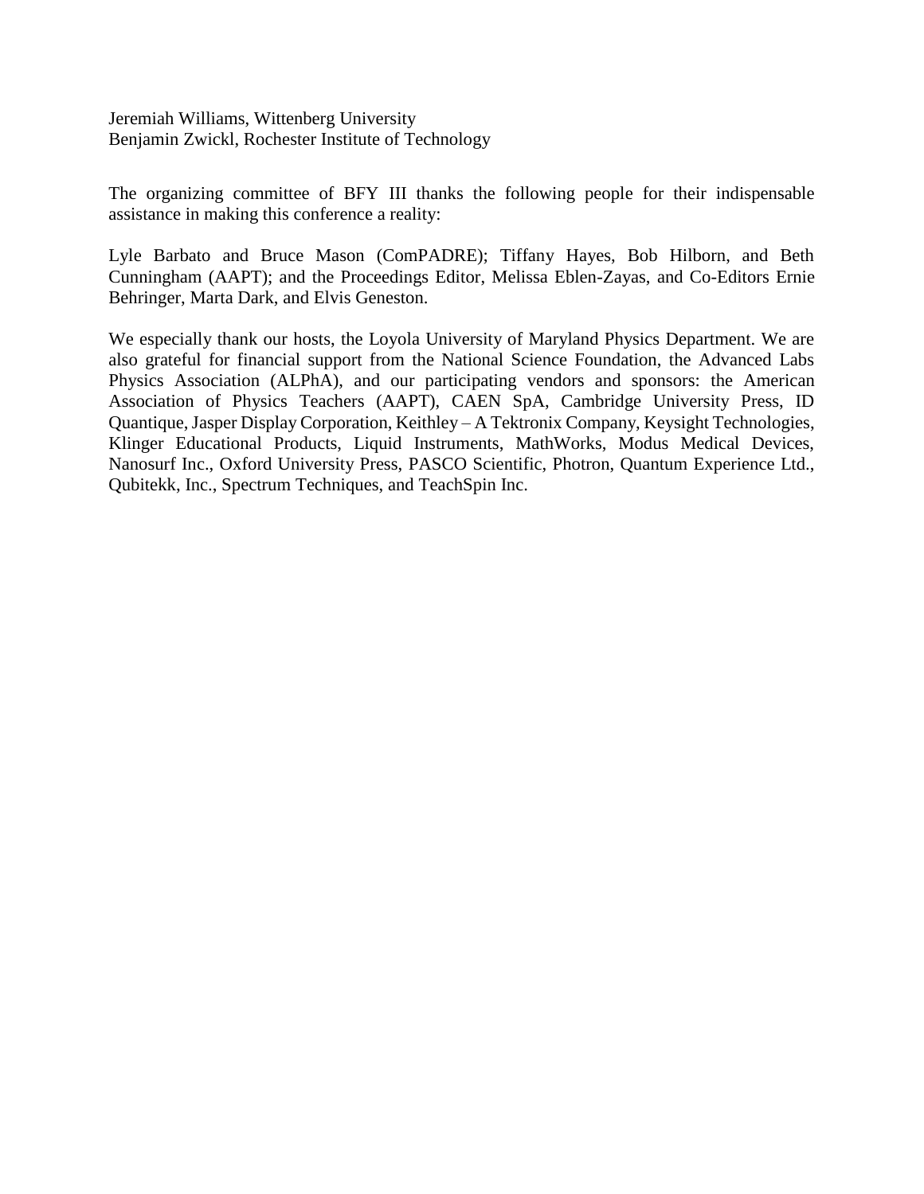Jeremiah Williams, Wittenberg University
Benjamin Zwickl, Rochester Institute of Technology

The organizing committee of BFY III thanks the following people for their indispensable assistance in making this conference a reality:

Lyle Barbato and Bruce Mason (ComPADRE); Tiffany Hayes, Bob Hilborn, and Beth Cunningham (AAPT); and the Proceedings Editor, Melissa Eblen-Zayas, and Co-Editors Ernie Behringer, Marta Dark, and Elvis Geneston.

We especially thank our hosts, the Loyola University of Maryland Physics Department. We are also grateful for financial support from the National Science Foundation, the Advanced Labs Physics Association (ALPhA), and our participating vendors and sponsors: the American Association of Physics Teachers (AAPT), CAEN SpA, Cambridge University Press, ID Quantique, Jasper Display Corporation, Keithley – A Tektronix Company, Keysight Technologies, Klinger Educational Products, Liquid Instruments, MathWorks, Modus Medical Devices, Nanosurf Inc., Oxford University Press, PASCO Scientific, Photron, Quantum Experience Ltd., Qubitekk, Inc., Spectrum Techniques, and TeachSpin Inc.